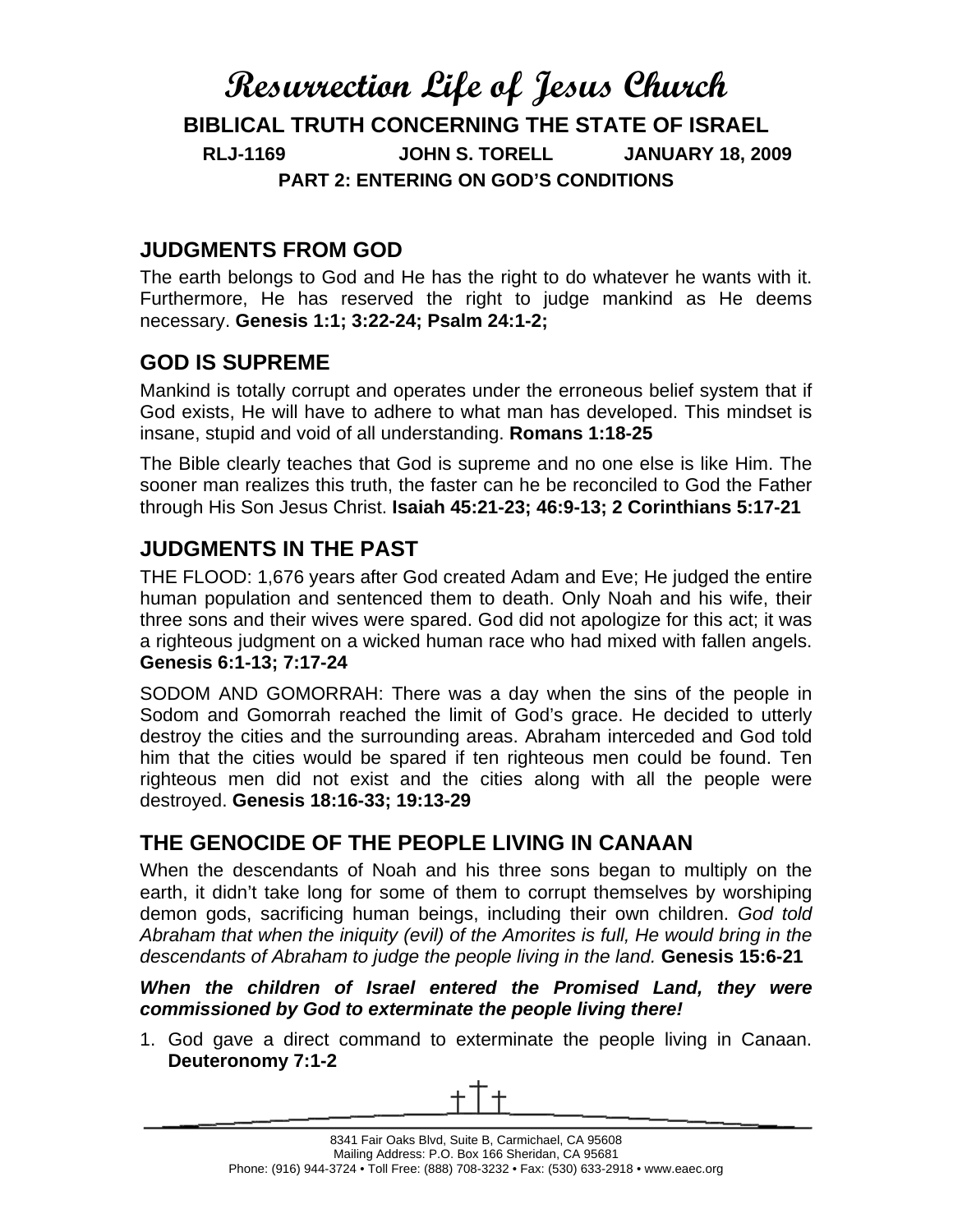# Resurrection Life of Jesus Church

## BIBLICAL TRUTH CONCERNING THE STATE OF ISRAEL

**RLJ-1169 JOHN S. TORELL JANUARY 18, 2009**

**PART 2: ENTERING ON GOD'S CONDITIONS**

## JUDGMENTS FROM GOD

The earth belongs to God and He has the right to do whatever he wants with it. Furthermore, He has reserved the right to judge mankind as He deems necessary. **Genesis 1:1; 3:22-24; Psalm 24:1-2;**

## GOD IS SUPREME

Mankind is totally corrupt and operates under the erroneous belief system that if God exists, He will have to adhere to what man has developed. This mindset is insane, stupid and void of all understanding. **Romans 1:18-25**

The Bible clearly teaches that God is supreme and no one else is like Him. The sooner man realizes this truth, the faster can he be reconciled to God the Father through His Son Jesus Christ. **Isaiah 45:21-23; 46:9-13; 2 Corinthians 5:17-21**

## JUDGMENTS IN THE PAST

THE FLOOD: 1,676 years after God created Adam and Eve; He judged the entire human population and sentenced them to death. Only Noah and his wife, their three sons and their wives were spared. God did not apologize for this act; it was a righteous judgment on a wicked human race who had mixed with fallen angels. **Genesis 6:1-13; 7:17-24**

SODOM AND GOMORRAH: There was a day when the sins of the people in Sodom and Gomorrah reached the limit of God's grace. He decided to utterly destroy the cities and the surrounding areas. Abraham interceded and God told him that the cities would be spared if ten righteous men could be found. Ten righteous men did not exist and the cities along with all the people were destroyed. **Genesis 18:16-33; 19:13-29**

## THE GENOCIDE OF THE PEOPLE LIVING IN CANAAN

When the descendants of Noah and his three sons began to multiply on the earth, it didn't take long for some of them to corrupt themselves by worshiping demon gods, sacrificing human beings, including their own children. *God told Abraham that when the iniquity (evil) of the Amorites is full, He would bring in the descendants of Abraham to judge the people living in the land.* **Genesis 15:6-21**

***When the children of Israel entered the Promised Land, they were commissioned by God to exterminate the people living there!***

1. God gave a direct command to exterminate the people living in Canaan. **Deuteronomy 7:1-2**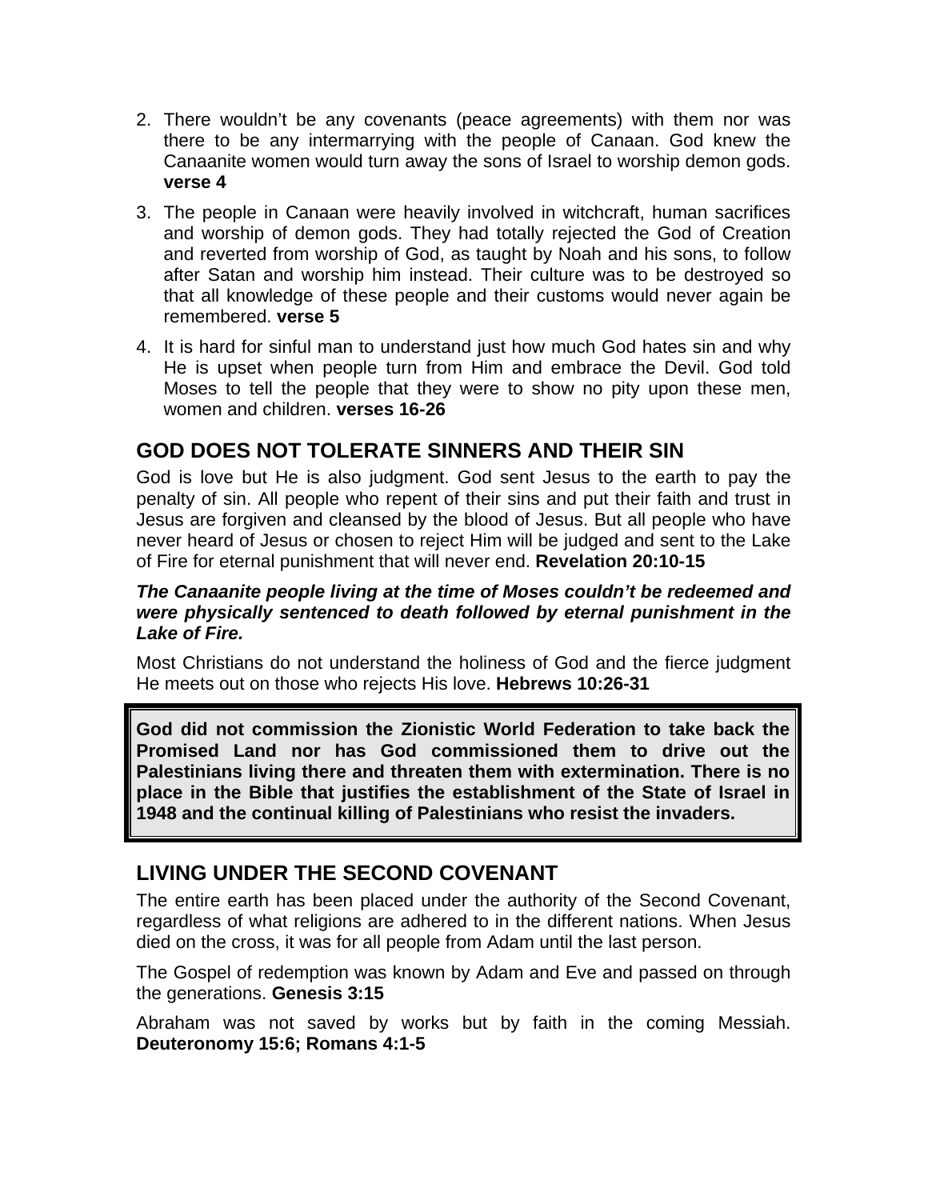2. There wouldn't be any covenants (peace agreements) with them nor was there to be any intermarrying with the people of Canaan. God knew the Canaanite women would turn away the sons of Israel to worship demon gods. **verse 4**
3. The people in Canaan were heavily involved in witchcraft, human sacrifices and worship of demon gods. They had totally rejected the God of Creation and reverted from worship of God, as taught by Noah and his sons, to follow after Satan and worship him instead. Their culture was to be destroyed so that all knowledge of these people and their customs would never again be remembered. **verse 5**
4. It is hard for sinful man to understand just how much God hates sin and why He is upset when people turn from Him and embrace the Devil. God told Moses to tell the people that they were to show no pity upon these men, women and children. **verses 16-26**

## GOD DOES NOT TOLERATE SINNERS AND THEIR SIN

God is love but He is also judgment. God sent Jesus to the earth to pay the penalty of sin. All people who repent of their sins and put their faith and trust in Jesus are forgiven and cleansed by the blood of Jesus. But all people who have never heard of Jesus or chosen to reject Him will be judged and sent to the Lake of Fire for eternal punishment that will never end. **Revelation 20:10-15**

***The Canaanite people living at the time of Moses couldn't be redeemed and were physically sentenced to death followed by eternal punishment in the Lake of Fire.***

Most Christians do not understand the holiness of God and the fierce judgment He meets out on those who rejects His love. **Hebrews 10:26-31**

**God did not commission the Zionistic World Federation to take back the Promised Land nor has God commissioned them to drive out the Palestinians living there and threaten them with extermination. There is no place in the Bible that justifies the establishment of the State of Israel in 1948 and the continual killing of Palestinians who resist the invaders.**

## LIVING UNDER THE SECOND COVENANT

The entire earth has been placed under the authority of the Second Covenant, regardless of what religions are adhered to in the different nations. When Jesus died on the cross, it was for all people from Adam until the last person.

The Gospel of redemption was known by Adam and Eve and passed on through the generations. **Genesis 3:15**

Abraham was not saved by works but by faith in the coming Messiah. **Deuteronomy 15:6; Romans 4:1-5**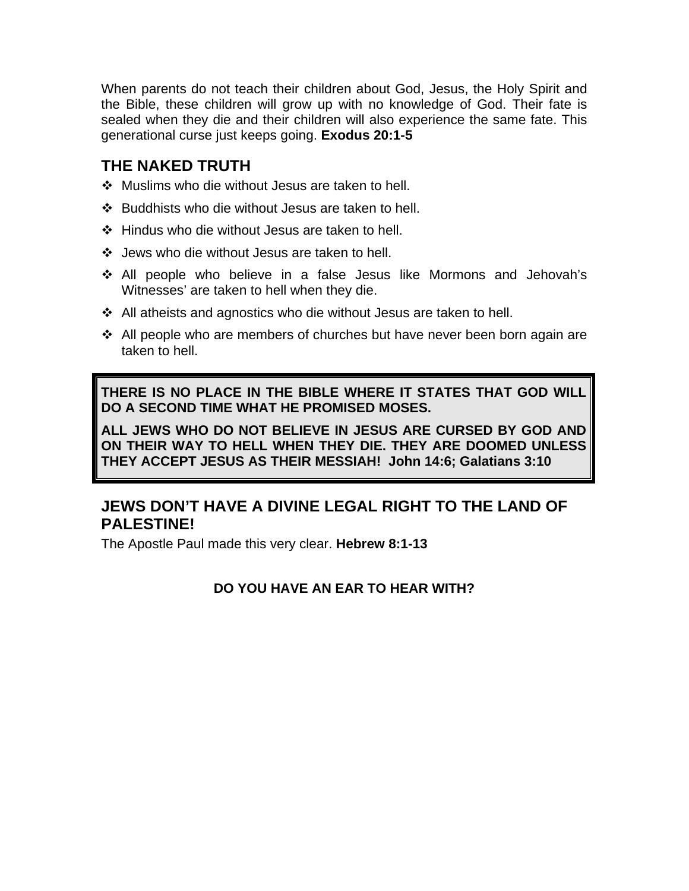When parents do not teach their children about God, Jesus, the Holy Spirit and the Bible, these children will grow up with no knowledge of God. Their fate is sealed when they die and their children will also experience the same fate. This generational curse just keeps going. **Exodus 20:1-5**

## THE NAKED TRUTH

- ❖ Muslims who die without Jesus are taken to hell.
- ❖ Buddhists who die without Jesus are taken to hell.
- ❖ Hindus who die without Jesus are taken to hell.
- ❖ Jews who die without Jesus are taken to hell.
- ❖ All people who believe in a false Jesus like Mormons and Jehovah's Witnesses' are taken to hell when they die.
- ❖ All atheists and agnostics who die without Jesus are taken to hell.
- ❖ All people who are members of churches but have never been born again are taken to hell.

**THERE IS NO PLACE IN THE BIBLE WHERE IT STATES THAT GOD WILL DO A SECOND TIME WHAT HE PROMISED MOSES.**

**ALL JEWS WHO DO NOT BELIEVE IN JESUS ARE CURSED BY GOD AND ON THEIR WAY TO HELL WHEN THEY DIE. THEY ARE DOOMED UNLESS THEY ACCEPT JESUS AS THEIR MESSIAH! John 14:6; Galatians 3:10**

## JEWS DON'T HAVE A DIVINE LEGAL RIGHT TO THE LAND OF PALESTINE!

The Apostle Paul made this very clear. **Hebrew 8:1-13**

**DO YOU HAVE AN EAR TO HEAR WITH?**